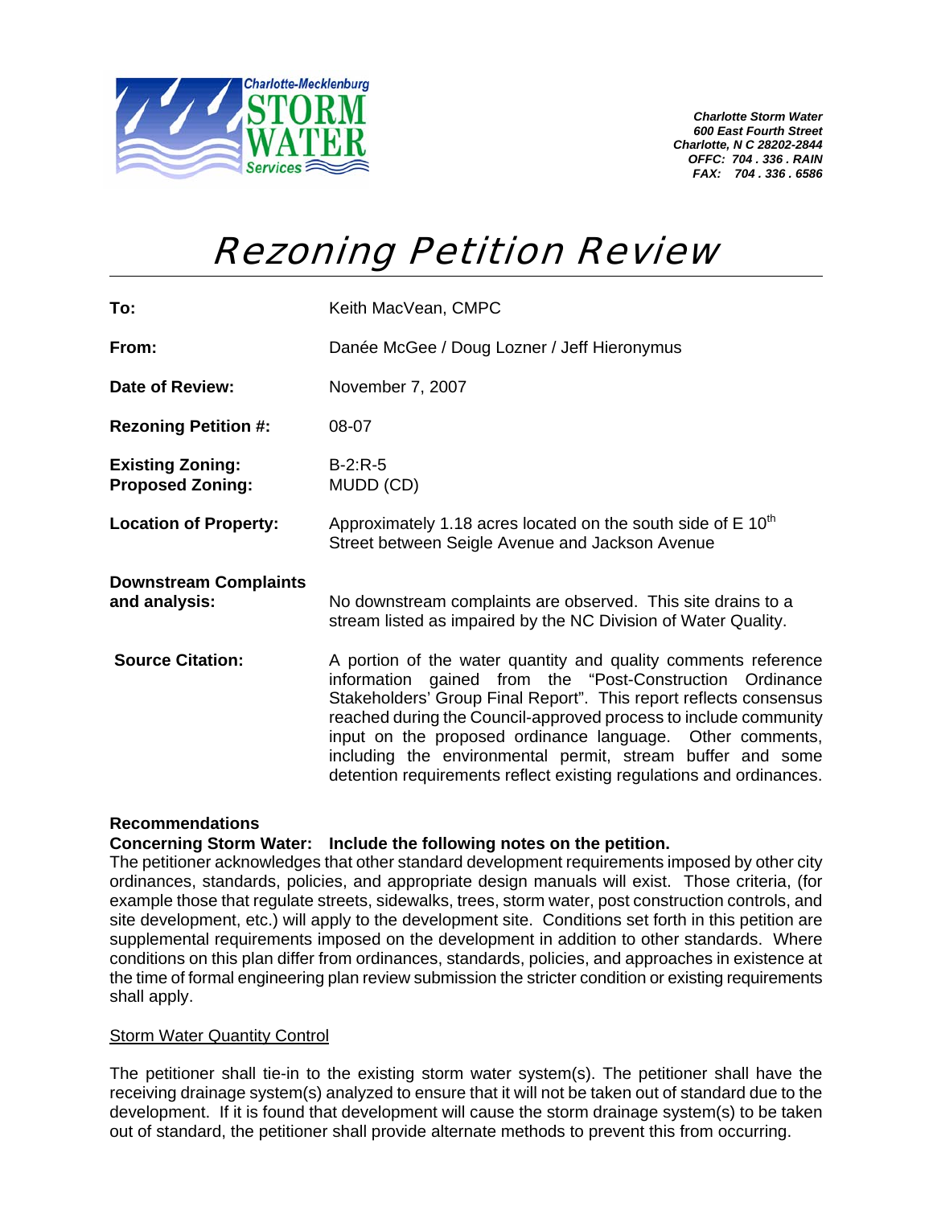Charlotte-Mecklenburg STORM WATER Services

*Charlotte Storm Water*
*600 East Fourth Street*
*Charlotte, N C 28202-2844*
*OFFC: 704 . 336 . RAIN*
*FAX: 704 . 336 . 6586*

# Rezoning Petition Review

**To:** Keith MacVean, CMPC

**From:** Danée McGee / Doug Lozner / Jeff Hieronymus

**Date of Review:** November 7, 2007

**Rezoning Petition #:** 08-07

**Existing Zoning:** B-2:R-5
**Proposed Zoning:** MUDD (CD)

**Location of Property:** Approximately 1.18 acres located on the south side of E 10th Street between Seigle Avenue and Jackson Avenue

**Downstream Complaints and analysis:** No downstream complaints are observed. This site drains to a stream listed as impaired by the NC Division of Water Quality.

**Source Citation:** A portion of the water quantity and quality comments reference information gained from the "Post-Construction Ordinance Stakeholders' Group Final Report". This report reflects consensus reached during the Council-approved process to include community input on the proposed ordinance language. Other comments, including the environmental permit, stream buffer and some detention requirements reflect existing regulations and ordinances.

**Recommendations**
**Concerning Storm Water: Include the following notes on the petition.**
The petitioner acknowledges that other standard development requirements imposed by other city ordinances, standards, policies, and appropriate design manuals will exist. Those criteria, (for example those that regulate streets, sidewalks, trees, storm water, post construction controls, and site development, etc.) will apply to the development site. Conditions set forth in this petition are supplemental requirements imposed on the development in addition to other standards. Where conditions on this plan differ from ordinances, standards, policies, and approaches in existence at the time of formal engineering plan review submission the stricter condition or existing requirements shall apply.

<u>Storm Water Quantity Control</u>

The petitioner shall tie-in to the existing storm water system(s). The petitioner shall have the receiving drainage system(s) analyzed to ensure that it will not be taken out of standard due to the development. If it is found that development will cause the storm drainage system(s) to be taken out of standard, the petitioner shall provide alternate methods to prevent this from occurring.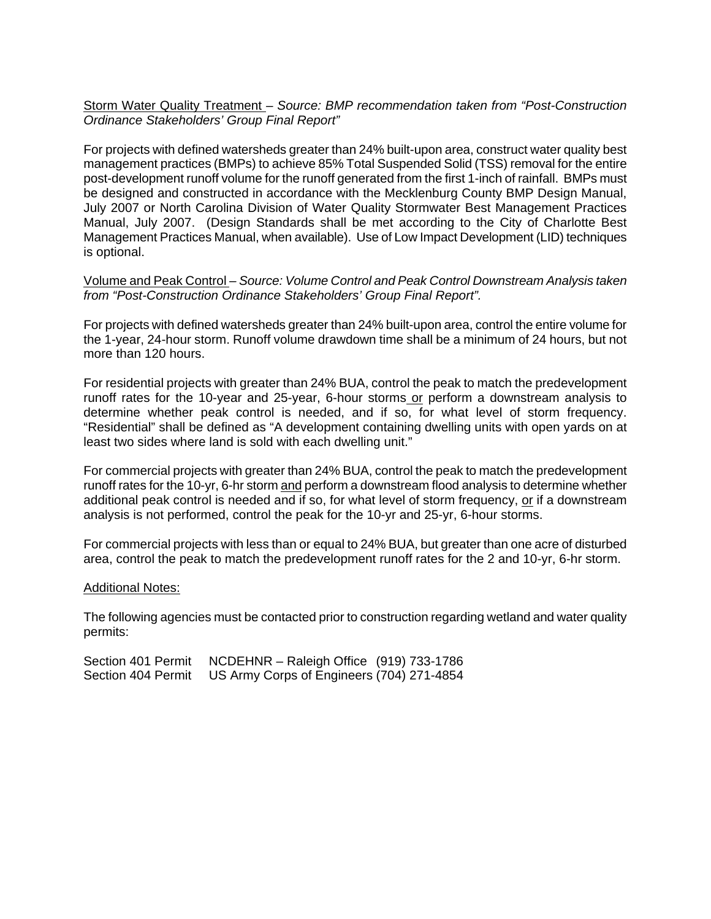<u>Storm Water Quality Treatment</u> – *Source: BMP recommendation taken from "Post-Construction Ordinance Stakeholders' Group Final Report"*

For projects with defined watersheds greater than 24% built-upon area, construct water quality best management practices (BMPs) to achieve 85% Total Suspended Solid (TSS) removal for the entire post-development runoff volume for the runoff generated from the first 1-inch of rainfall. BMPs must be designed and constructed in accordance with the Mecklenburg County BMP Design Manual, July 2007 or North Carolina Division of Water Quality Stormwater Best Management Practices Manual, July 2007. (Design Standards shall be met according to the City of Charlotte Best Management Practices Manual, when available). Use of Low Impact Development (LID) techniques is optional.

<u>Volume and Peak Control</u> – *Source: Volume Control and Peak Control Downstream Analysis taken from "Post-Construction Ordinance Stakeholders' Group Final Report".*

For projects with defined watersheds greater than 24% built-upon area, control the entire volume for the 1-year, 24-hour storm. Runoff volume drawdown time shall be a minimum of 24 hours, but not more than 120 hours.

For residential projects with greater than 24% BUA, control the peak to match the predevelopment runoff rates for the 10-year and 25-year, 6-hour storms <u>or</u> perform a downstream analysis to determine whether peak control is needed, and if so, for what level of storm frequency. "Residential" shall be defined as "A development containing dwelling units with open yards on at least two sides where land is sold with each dwelling unit."

For commercial projects with greater than 24% BUA, control the peak to match the predevelopment runoff rates for the 10-yr, 6-hr storm <u>and</u> perform a downstream flood analysis to determine whether additional peak control is needed and if so, for what level of storm frequency, <u>or</u> if a downstream analysis is not performed, control the peak for the 10-yr and 25-yr, 6-hour storms.

For commercial projects with less than or equal to 24% BUA, but greater than one acre of disturbed area, control the peak to match the predevelopment runoff rates for the 2 and 10-yr, 6-hr storm.

<u>Additional Notes:</u>

The following agencies must be contacted prior to construction regarding wetland and water quality permits:

Section 401 Permit NCDEHNR – Raleigh Office (919) 733-1786
Section 404 Permit US Army Corps of Engineers (704) 271-4854